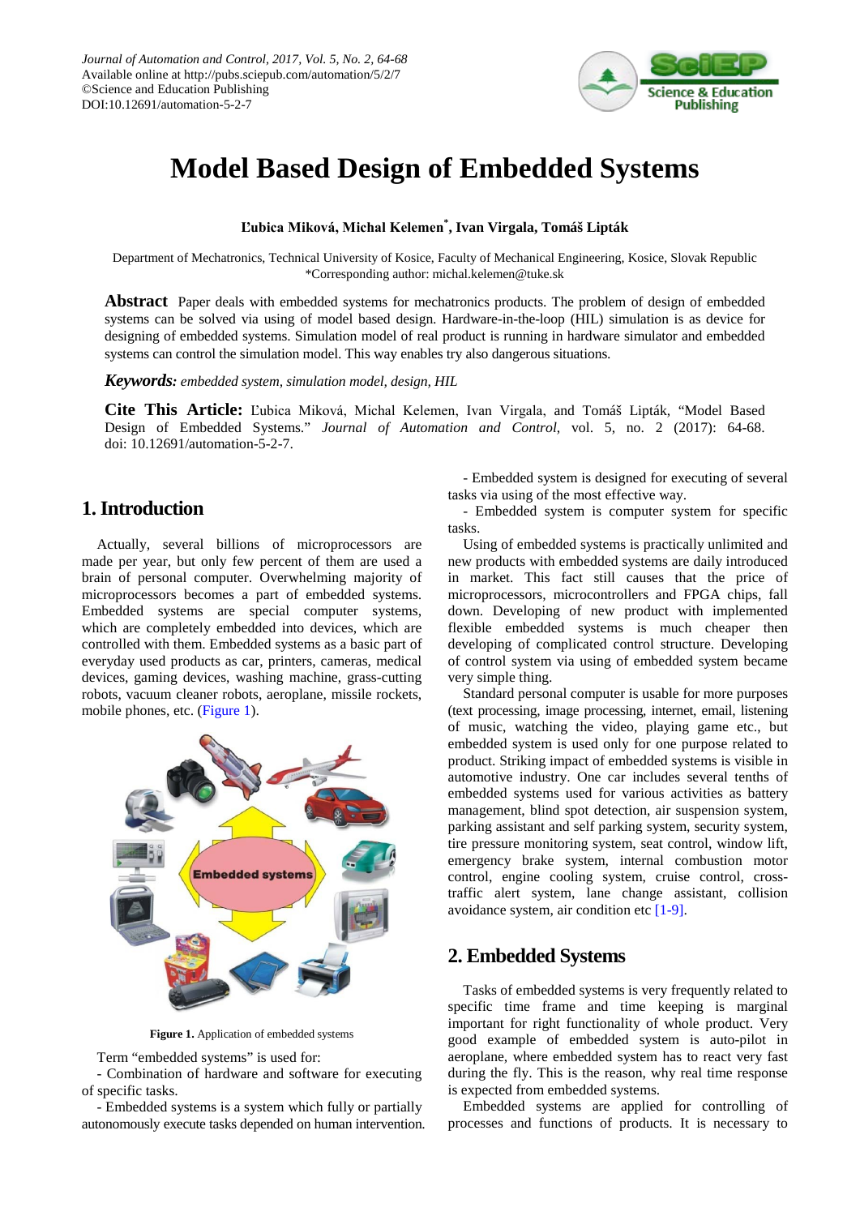# Model Based Design of Embedded Systems

**Ľubica Miková, Michal Kelemen[*], Ivan Virgala, Tomáš Lipták**

Department of Mechatronics, Technical University of Kosice, Faculty of Mechanical Engineering, Kosice, Slovak Republic
*Corresponding author: michal.kelemen@tuke.sk

**Abstract** Paper deals with embedded systems for mechatronics products. The problem of design of embedded systems can be solved via using of model based design. Hardware-in-the-loop (HIL) simulation is as device for designing of embedded systems. Simulation model of real product is running in hardware simulator and embedded systems can control the simulation model. This way enables try also dangerous situations.

***Keywords:*** *embedded system, simulation model, design, HIL*

**Cite This Article:** Ľubica Miková, Michal Kelemen, Ivan Virgala, and Tomáš Lipták, "Model Based Design of Embedded Systems." *Journal of Automation and Control*, vol. 5, no. 2 (2017): 64-68. doi: 10.12691/automation-5-2-7.

## 1. Introduction

Actually, several billions of microprocessors are made per year, but only few percent of them are used a brain of personal computer. Overwhelming majority of microprocessors becomes a part of embedded systems. Embedded systems are special computer systems, which are completely embedded into devices, which are controlled with them. Embedded systems as a basic part of everyday used products as car, printers, cameras, medical devices, gaming devices, washing machine, grass-cutting robots, vacuum cleaner robots, aeroplane, missile rockets, mobile phones, etc. (Figure 1).

**Figure 1.** Application of embedded systems

Term "embedded systems" is used for:

- Combination of hardware and software for executing of specific tasks.
- Embedded systems is a system which fully or partially autonomously execute tasks depended on human intervention.
- Embedded system is designed for executing of several tasks via using of the most effective way.
- Embedded system is computer system for specific tasks.

Using of embedded systems is practically unlimited and new products with embedded systems are daily introduced in market. This fact still causes that the price of microprocessors, microcontrollers and FPGA chips, fall down. Developing of new product with implemented flexible embedded systems is much cheaper then developing of complicated control structure. Developing of control system via using of embedded system became very simple thing.

Standard personal computer is usable for more purposes (text processing, image processing, internet, email, listening of music, watching the video, playing game etc., but embedded system is used only for one purpose related to product. Striking impact of embedded systems is visible in automotive industry. One car includes several tenths of embedded systems used for various activities as battery management, blind spot detection, air suspension system, parking assistant and self parking system, security system, tire pressure monitoring system, seat control, window lift, emergency brake system, internal combustion motor control, engine cooling system, cruise control, cross-traffic alert system, lane change assistant, collision avoidance system, air condition etc [1-9].

## 2. Embedded Systems

Tasks of embedded systems is very frequently related to specific time frame and time keeping is marginal important for right functionality of whole product. Very good example of embedded system is auto-pilot in aeroplane, where embedded system has to react very fast during the fly. This is the reason, why real time response is expected from embedded systems.

Embedded systems are applied for controlling of processes and functions of products. It is necessary to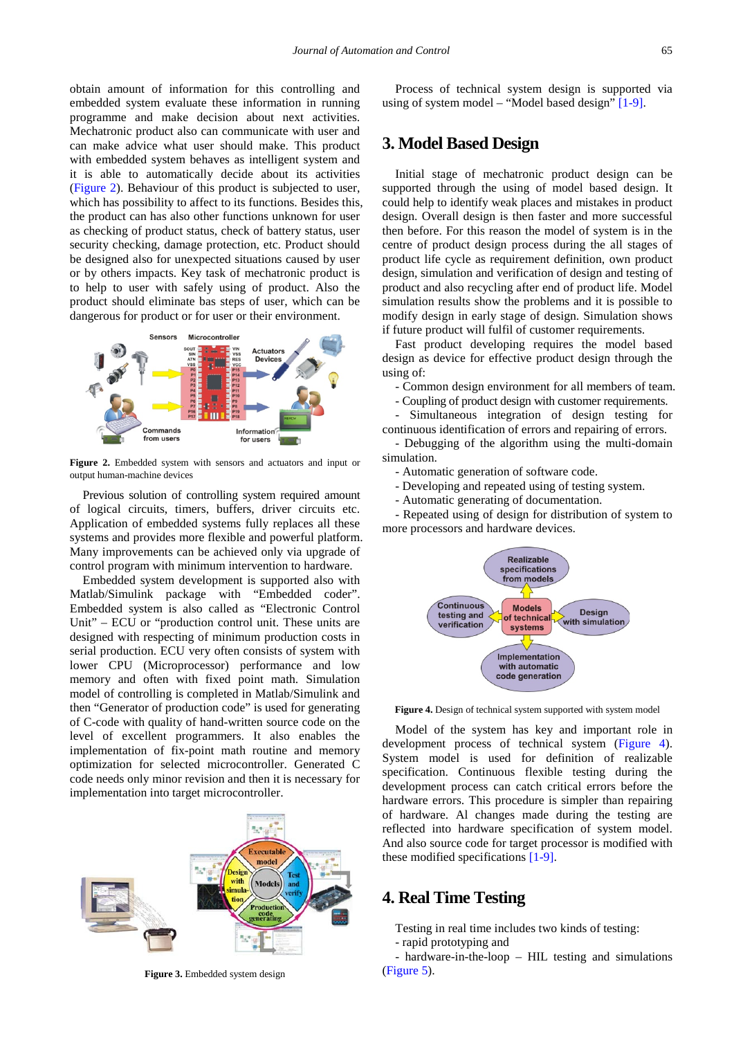obtain amount of information for this controlling and embedded system evaluate these information in running programme and make decision about next activities. Mechatronic product also can communicate with user and can make advice what user should make. This product with embedded system behaves as intelligent system and it is able to automatically decide about its activities (Figure 2). Behaviour of this product is subjected to user, which has possibility to affect to its functions. Besides this, the product can has also other functions unknown for user as checking of product status, check of battery status, user security checking, damage protection, etc. Product should be designed also for unexpected situations caused by user or by others impacts. Key task of mechatronic product is to help to user with safely using of product. Also the product should eliminate bas steps of user, which can be dangerous for product or for user or their environment.

**Figure 2.** Embedded system with sensors and actuators and input or output human-machine devices

Previous solution of controlling system required amount of logical circuits, timers, buffers, driver circuits etc. Application of embedded systems fully replaces all these systems and provides more flexible and powerful platform. Many improvements can be achieved only via upgrade of control program with minimum intervention to hardware.

Embedded system development is supported also with Matlab/Simulink package with "Embedded coder". Embedded system is also called as "Electronic Control Unit" – ECU or "production control unit. These units are designed with respecting of minimum production costs in serial production. ECU very often consists of system with lower CPU (Microprocessor) performance and low memory and often with fixed point math. Simulation model of controlling is completed in Matlab/Simulink and then "Generator of production code" is used for generating of C-code with quality of hand-written source code on the level of excellent programmers. It also enables the implementation of fix-point math routine and memory optimization for selected microcontroller. Generated C code needs only minor revision and then it is necessary for implementation into target microcontroller.

**Figure 3.** Embedded system design

Process of technical system design is supported via using of system model – "Model based design" [1-9].

## 3. Model Based Design

Initial stage of mechatronic product design can be supported through the using of model based design. It could help to identify weak places and mistakes in product design. Overall design is then faster and more successful then before. For this reason the model of system is in the centre of product design process during the all stages of product life cycle as requirement definition, own product design, simulation and verification of design and testing of product and also recycling after end of product life. Model simulation results show the problems and it is possible to modify design in early stage of design. Simulation shows if future product will fulfil of customer requirements.

Fast product developing requires the model based design as device for effective product design through the using of:

- Common design environment for all members of team.
- Coupling of product design with customer requirements.
- Simultaneous integration of design testing for continuous identification of errors and repairing of errors.
- Debugging of the algorithm using the multi-domain simulation.
- Automatic generation of software code.
- Developing and repeated using of testing system.
- Automatic generating of documentation.
- Repeated using of design for distribution of system to more processors and hardware devices.

**Figure 4.** Design of technical system supported with system model

Model of the system has key and important role in development process of technical system (Figure 4). System model is used for definition of realizable specification. Continuous flexible testing during the development process can catch critical errors before the hardware errors. This procedure is simpler than repairing of hardware. Al changes made during the testing are reflected into hardware specification of system model. And also source code for target processor is modified with these modified specifications [1-9].

## 4. Real Time Testing

Testing in real time includes two kinds of testing:

- rapid prototyping and
- hardware-in-the-loop – HIL testing and simulations (Figure 5).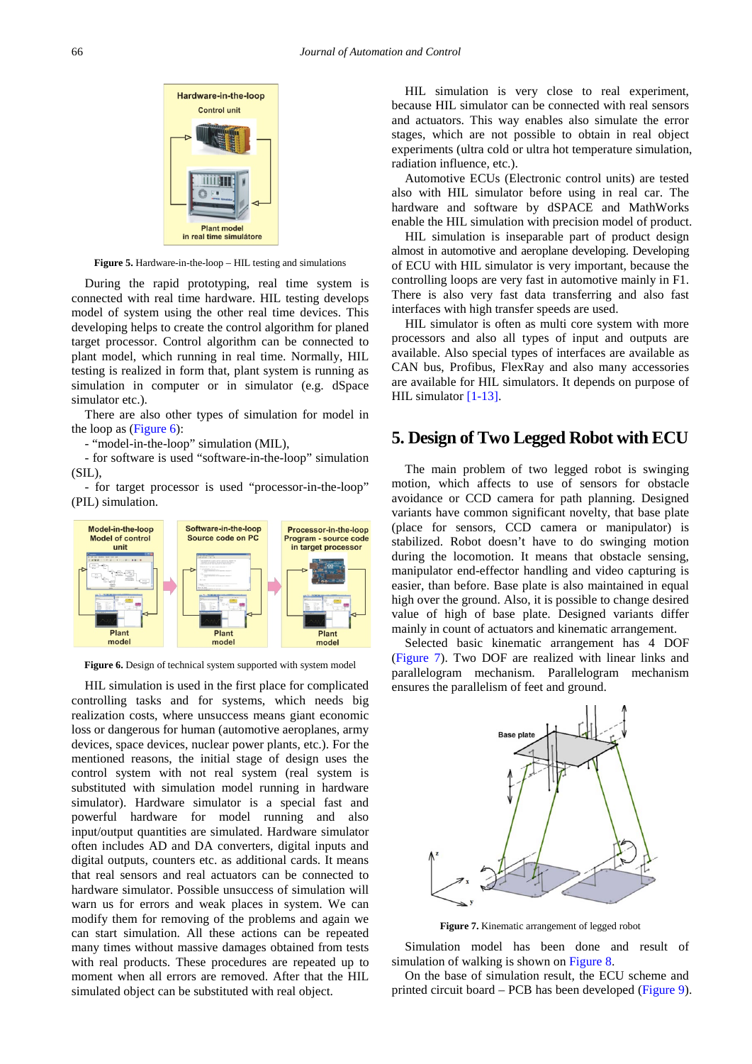Figure 5. Hardware-in-the-loop – HIL testing and simulations

During the rapid prototyping, real time system is connected with real time hardware. HIL testing develops model of system using the other real time devices. This developing helps to create the control algorithm for planed target processor. Control algorithm can be connected to plant model, which running in real time. Normally, HIL testing is realized in form that, plant system is running as simulation in computer or in simulator (e.g. dSpace simulator etc.).

There are also other types of simulation for model in the loop as (Figure 6):

- "model-in-the-loop" simulation (MIL),
- for software is used "software-in-the-loop" simulation (SIL),
- for target processor is used "processor-in-the-loop" (PIL) simulation.

Figure 6. Design of technical system supported with system model

HIL simulation is used in the first place for complicated controlling tasks and for systems, which needs big realization costs, where unsuccess means giant economic loss or dangerous for human (automotive aeroplanes, army devices, space devices, nuclear power plants, etc.). For the mentioned reasons, the initial stage of design uses the control system with not real system (real system is substituted with simulation model running in hardware simulator). Hardware simulator is a special fast and powerful hardware for model running and also input/output quantities are simulated. Hardware simulator often includes AD and DA converters, digital inputs and digital outputs, counters etc. as additional cards. It means that real sensors and real actuators can be connected to hardware simulator. Possible unsuccess of simulation will warn us for errors and weak places in system. We can modify them for removing of the problems and again we can start simulation. All these actions can be repeated many times without massive damages obtained from tests with real products. These procedures are repeated up to moment when all errors are removed. After that the HIL simulated object can be substituted with real object.

HIL simulation is very close to real experiment, because HIL simulator can be connected with real sensors and actuators. This way enables also simulate the error stages, which are not possible to obtain in real object experiments (ultra cold or ultra hot temperature simulation, radiation influence, etc.).

Automotive ECUs (Electronic control units) are tested also with HIL simulator before using in real car. The hardware and software by dSPACE and MathWorks enable the HIL simulation with precision model of product.

HIL simulation is inseparable part of product design almost in automotive and aeroplane developing. Developing of ECU with HIL simulator is very important, because the controlling loops are very fast in automotive mainly in F1. There is also very fast data transferring and also fast interfaces with high transfer speeds are used.

HIL simulator is often as multi core system with more processors and also all types of input and outputs are available. Also special types of interfaces are available as CAN bus, Profibus, FlexRay and also many accessories are available for HIL simulators. It depends on purpose of HIL simulator [1-13].

## 5. Design of Two Legged Robot with ECU

The main problem of two legged robot is swinging motion, which affects to use of sensors for obstacle avoidance or CCD camera for path planning. Designed variants have common significant novelty, that base plate (place for sensors, CCD camera or manipulator) is stabilized. Robot doesn't have to do swinging motion during the locomotion. It means that obstacle sensing, manipulator end-effector handling and video capturing is easier, than before. Base plate is also maintained in equal high over the ground. Also, it is possible to change desired value of high of base plate. Designed variants differ mainly in count of actuators and kinematic arrangement.

Selected basic kinematic arrangement has 4 DOF (Figure 7). Two DOF are realized with linear links and parallelogram mechanism. Parallelogram mechanism ensures the parallelism of feet and ground.

Figure 7. Kinematic arrangement of legged robot

Simulation model has been done and result of simulation of walking is shown on Figure 8.

On the base of simulation result, the ECU scheme and printed circuit board – PCB has been developed (Figure 9).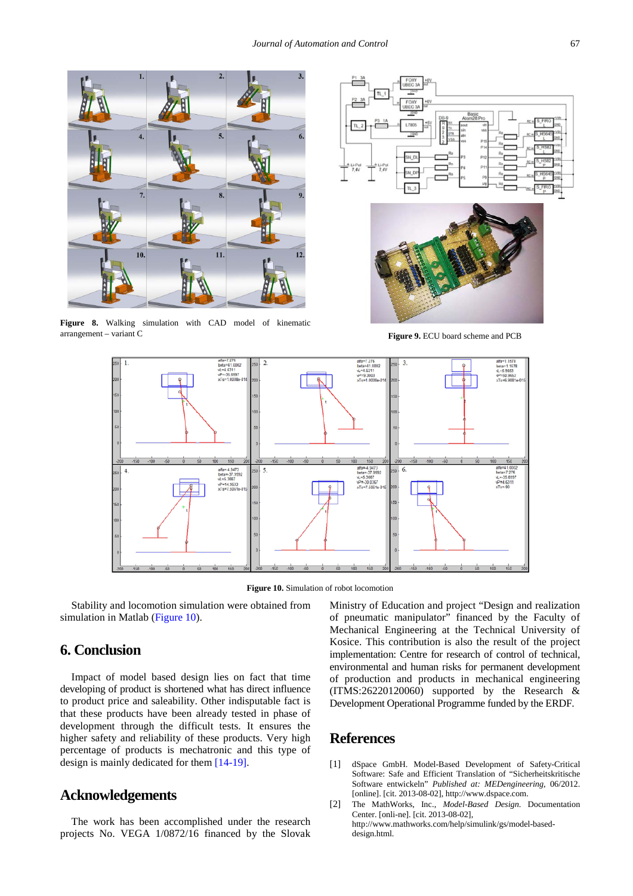**Figure 8.** Walking simulation with CAD model of kinematic arrangement – variant C

**Figure 9.** ECU board scheme and PCB

**Figure 10.** Simulation of robot locomotion

Stability and locomotion simulation were obtained from simulation in Matlab (Figure 10).

## 6. Conclusion

Impact of model based design lies on fact that time developing of product is shortened what has direct influence to product price and saleability. Other indisputable fact is that these products have been already tested in phase of development through the difficult tests. It ensures the higher safety and reliability of these products. Very high percentage of products is mechatronic and this type of design is mainly dedicated for them [14-19].

## Acknowledgements

The work has been accomplished under the research projects No. VEGA 1/0872/16 financed by the Slovak Ministry of Education and project "Design and realization of pneumatic manipulator" financed by the Faculty of Mechanical Engineering at the Technical University of Kosice. This contribution is also the result of the project implementation: Centre for research of control of technical, environmental and human risks for permanent development of production and products in mechanical engineering (ITMS:26220120060) supported by the Research & Development Operational Programme funded by the ERDF.

## References

[1] dSpace GmbH. Model-Based Development of Safety-Critical Software: Safe and Efficient Translation of "Sicherheitskritische Software entwickeln" *Published at: MEDengineering*, 06/2012. [online]. [cit. 2013-08-02], http://www.dspace.com.

[2] The MathWorks, Inc., *Model-Based Design*. Documentation Center. [onli-ne]. [cit. 2013-08-02], http://www.mathworks.com/help/simulink/gs/model-based-design.html.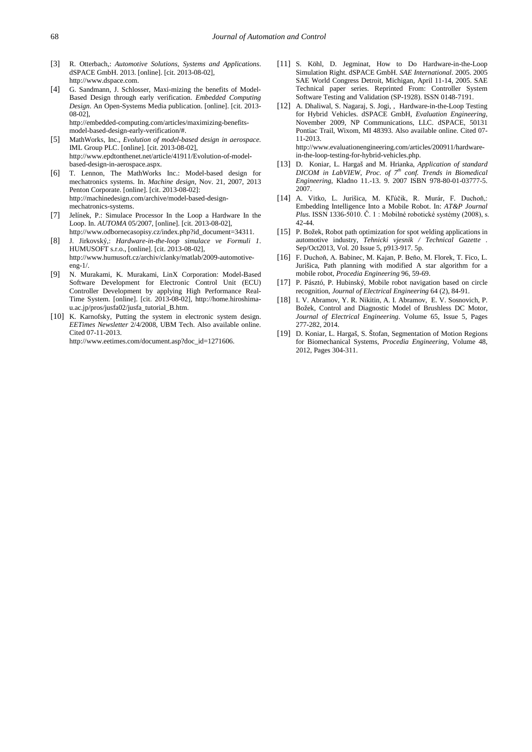[3] R. Otterbach,: *Automotive Solutions, Systems and Applications*. dSPACE GmbH. 2013. [online]. [cit. 2013-08-02], http://www.dspace.com.

[4] G. Sandmann, J. Schlosser, Maxi-mizing the benefits of Model-Based Design through early verification. *Embedded Computing Design*. An Open-Systems Media publication. [online]. [cit. 2013-08-02], http://embedded-computing.com/articles/maximizing-benefits-model-based-design-early-verification/#.

[5] MathWorks, Inc., *Evolution of model-based design in aerospace*. IML Group PLC. [online]. [cit. 2013-08-02], http://www.epdtonthenet.net/article/41911/Evolution-of-model-based-design-in-aerospace.aspx.

[6] T. Lennon, The MathWorks Inc.: Model-based design for mechatronics systems. In. *Machine design*, Nov. 21, 2007, 2013 Penton Corporate. [online]. [cit. 2013-08-02]: http://machinedesign.com/archive/model-based-design-mechatronics-systems.

[7] Jelínek, P.: Simulace Processor In the Loop a Hardware In the Loop. In. *AUTOMA* 05/2007, [online]. [cit. 2013-08-02], http://www.odbornecasopisy.cz/index.php?id_document=34311.

[8] J. Jirkovský,: *Hardware-in-the-loop simulace ve Formuli 1*. HUMUSOFT s.r.o., [online]. [cit. 2013-08-02], http://www.humusoft.cz/archiv/clanky/matlab/2009-automotive-eng-1/.

[9] N. Murakami, K. Murakami, LinX Corporation: Model-Based Software Development for Electronic Control Unit (ECU) Controller Development by applying High Performance Real-Time System. [online]. [cit. 2013-08-02], http://home.hiroshima-u.ac.jp/pros/jusfa02/jusfa_tutorial_B.htm.

[10] K. Karnofsky, Putting the system in electronic system design. *EETimes Newsletter* 2/4/2008, UBM Tech. Also available online. Cited 07-11-2013. http://www.eetimes.com/document.asp?doc_id=1271606.

[11] S. Köhl, D. Jegminat, How to Do Hardware-in-the-Loop Simulation Right. dSPACE GmbH. *SAE International*. 2005. 2005 SAE World Congress Detroit, Michigan, April 11-14, 2005. SAE Technical paper series. Reprinted From: Controller System Software Testing and Validation (SP-1928). ISSN 0148-7191.

[12] A. Dhaliwal, S. Nagaraj, S. Jogi, , Hardware-in-the-Loop Testing for Hybrid Vehicles. dSPACE GmbH, *Evaluation Engineering*, November 2009, NP Communications, LLC. dSPACE, 50131 Pontiac Trail, Wixom, MI 48393. Also available online. Cited 07-11-2013. http://www.evaluationengineering.com/articles/200911/hardware-in-the-loop-testing-for-hybrid-vehicles.php.

[13] D. Koniar, L. Hargaš and M. Hrianka, *Application of standard DICOM in LabVIEW, Proc. of 7th conf. Trends in Biomedical Engineering*, Kladno 11.-13. 9. 2007 ISBN 978-80-01-03777-5. 2007.

[14] A. Vitko, L. Jurišica, M. Kľúčik, R. Murár, F. Duchoň,: Embedding Intelligence Into a Mobile Robot. In: *AT&P Journal Plus*. ISSN 1336-5010. Č. 1 : Mobilné robotické systémy (2008), s. 42-44.

[15] P. Božek, Robot path optimization for spot welding applications in automotive industry, *Tehnicki vjesnik / Technical Gazette* . Sep/Oct2013, Vol. 20 Issue 5, p913-917. 5p.

[16] F. Duchoň, A. Babinec, M. Kajan, P. Beňo, M. Florek, T. Fico, L. Jurišica, Path planning with modified A star algorithm for a mobile robot, *Procedia Engineering* 96, 59-69.

[17] P. Pásztó, P. Hubinský, Mobile robot navigation based on circle recognition, *Journal of Electrical Engineering* 64 (2), 84-91.

[18] I. V. Abramov, Y. R. Nikitin, A. I. Abramov, E. V. Sosnovich, P. Božek, Control and Diagnostic Model of Brushless DC Motor, *Journal of Electrical Engineering*. Volume 65, Issue 5, Pages 277-282, 2014.

[19] D. Koniar, L. Hargaš, S. Štofan, Segmentation of Motion Regions for Biomechanical Systems, *Procedia Engineering*, Volume 48, 2012, Pages 304-311.